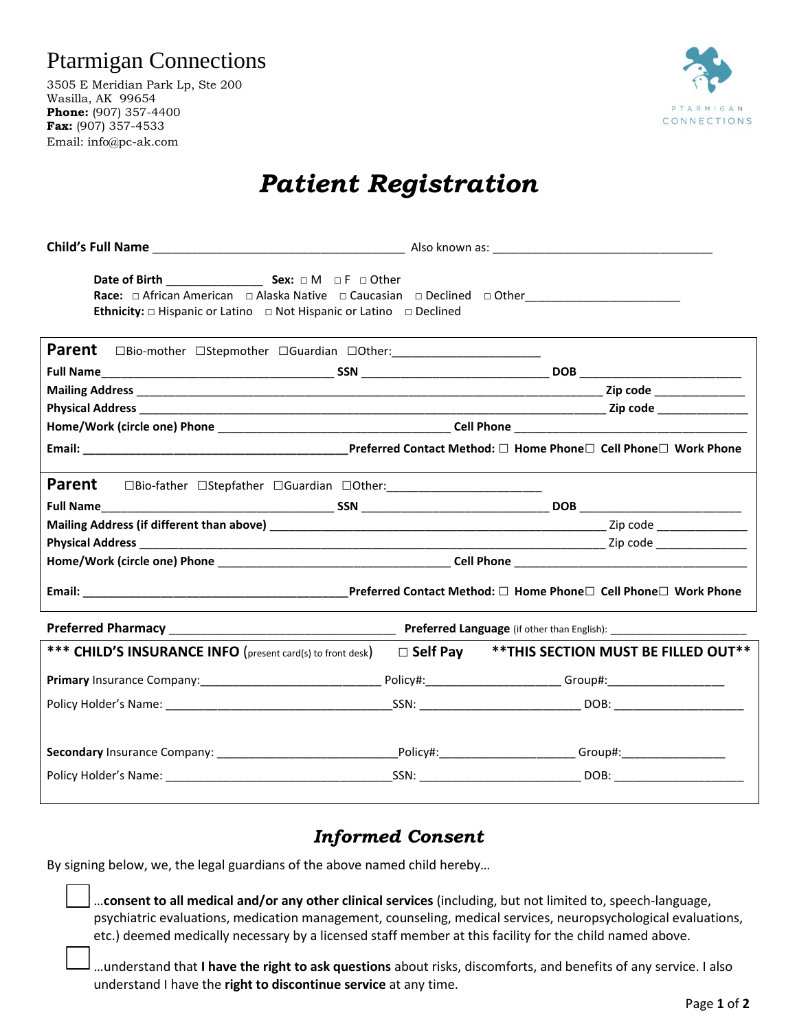# Ptarmigan Connections

3505 E Meridian Park Lp, Ste 200
Wasilla, AK 99654
**Phone:** (907) 357-4400
**Fax:** (907) 357-4533
Email: info@pc-ak.com

PTARMIGAN CONNECTIONS

## *Patient Registration*

**Child's Full Name** ____________________________________ Also known as: ________________________________

**Date of Birth** ______________ **Sex:** □ M □ F □ Other
**Race:** □ African American □ Alaska Native □ Caucasian □ Declined □ Other_______________________
**Ethnicity:** □ Hispanic or Latino □ Not Hispanic or Latino □ Declined

---

**Parent** ☐Bio-mother ☐Stepmother ☐Guardian ☐Other:______________________

**Full Name**__________________________________ **SSN** ___________________________ **DOB** ________________________

**Mailing Address** ___________________________________________________________________ **Zip code** _____________

**Physical Address** ___________________________________________________________________ **Zip code** _____________

**Home/Work (circle one) Phone** __________________________________ **Cell Phone** __________________________________

**Email:** _______________________________________ **Preferred Contact Method:** ☐ **Home Phone** ☐ **Cell Phone** ☐ **Work Phone**

---

**Parent** ☐Bio-father ☐Stepfather ☐Guardian ☐Other:______________________

**Full Name**__________________________________ **SSN** ___________________________ **DOB** ________________________

**Mailing Address (if different than above)** ______________________________________________ Zip code _____________

**Physical Address** ___________________________________________________________________ Zip code _____________

**Home/Work (circle one) Phone** __________________________________ **Cell Phone** __________________________________

**Email:** _______________________________________ **Preferred Contact Method:** ☐ **Home Phone** ☐ **Cell Phone** ☐ **Work Phone**

---

**Preferred Pharmacy** _________________________________ **Preferred Language** (if other than English): _____________________

---

**\*\*\* CHILD'S INSURANCE INFO** (present card(s) to front desk) ☐ **Self Pay** **\*\*THIS SECTION MUST BE FILLED OUT\*\***

**Primary** Insurance Company:___________________________ Policy#:____________________ Group#:__________________

Policy Holder's Name: __________________________________SSN: ________________________ DOB: ____________________

**Secondary** Insurance Company: ___________________________Policy#:____________________ Group#:________________

Policy Holder's Name: __________________________________SSN: ________________________ DOB: ____________________

---

## *Informed Consent*

By signing below, we, the legal guardians of the above named child hereby…

☐ …**consent to all medical and/or any other clinical services** (including, but not limited to, speech-language, psychiatric evaluations, medication management, counseling, medical services, neuropsychological evaluations, etc.) deemed medically necessary by a licensed staff member at this facility for the child named above.

☐ …understand that **I have the right to ask questions** about risks, discomforts, and benefits of any service. I also understand I have the **right to discontinue service** at any time.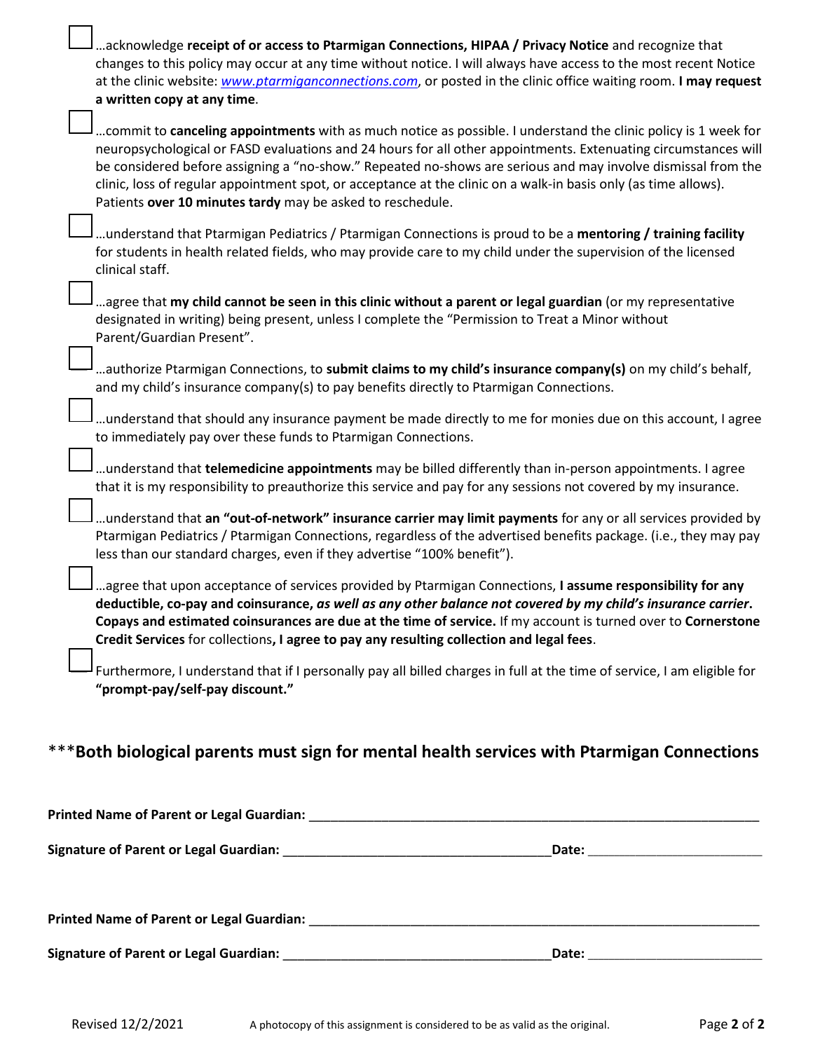- [ ] …acknowledge **receipt of or access to Ptarmigan Connections, HIPAA / Privacy Notice** and recognize that changes to this policy may occur at any time without notice. I will always have access to the most recent Notice at the clinic website: *www.ptarmiganconnections.com*, or posted in the clinic office waiting room. **I may request a written copy at any time**.

- [ ] …commit to **canceling appointments** with as much notice as possible. I understand the clinic policy is 1 week for neuropsychological or FASD evaluations and 24 hours for all other appointments. Extenuating circumstances will be considered before assigning a "no-show." Repeated no-shows are serious and may involve dismissal from the clinic, loss of regular appointment spot, or acceptance at the clinic on a walk-in basis only (as time allows). Patients **over 10 minutes tardy** may be asked to reschedule.

- [ ] …understand that Ptarmigan Pediatrics / Ptarmigan Connections is proud to be a **mentoring / training facility** for students in health related fields, who may provide care to my child under the supervision of the licensed clinical staff.

- [ ] …agree that **my child cannot be seen in this clinic without a parent or legal guardian** (or my representative designated in writing) being present, unless I complete the "Permission to Treat a Minor without Parent/Guardian Present".

- [ ] …authorize Ptarmigan Connections, to **submit claims to my child's insurance company(s)** on my child's behalf, and my child's insurance company(s) to pay benefits directly to Ptarmigan Connections.

- [ ] …understand that should any insurance payment be made directly to me for monies due on this account, I agree to immediately pay over these funds to Ptarmigan Connections.

- [ ] …understand that **telemedicine appointments** may be billed differently than in-person appointments. I agree that it is my responsibility to preauthorize this service and pay for any sessions not covered by my insurance.

- [ ] …understand that **an "out-of-network" insurance carrier may limit payments** for any or all services provided by Ptarmigan Pediatrics / Ptarmigan Connections, regardless of the advertised benefits package. (i.e., they may pay less than our standard charges, even if they advertise "100% benefit").

- [ ] …agree that upon acceptance of services provided by Ptarmigan Connections, **I assume responsibility for any deductible, co-pay and coinsurance, *as well as any other balance not covered by my child's insurance carrier*. Copays and estimated coinsurances are due at the time of service.** If my account is turned over to **Cornerstone Credit Services** for collections**, I agree to pay any resulting collection and legal fees**.

- [ ] Furthermore, I understand that if I personally pay all billed charges in full at the time of service, I am eligible for **"prompt-pay/self-pay discount."**

### ***Both biological parents must sign for mental health services with Ptarmigan Connections

**Printed Name of Parent or Legal Guardian:** ______________________________________________

**Signature of Parent or Legal Guardian:** ____________________________ **Date:** __________________

**Printed Name of Parent or Legal Guardian:** ______________________________________________

**Signature of Parent or Legal Guardian:** ____________________________ **Date:** __________________

Revised 12/2/2021

A photocopy of this assignment is considered to be as valid as the original.